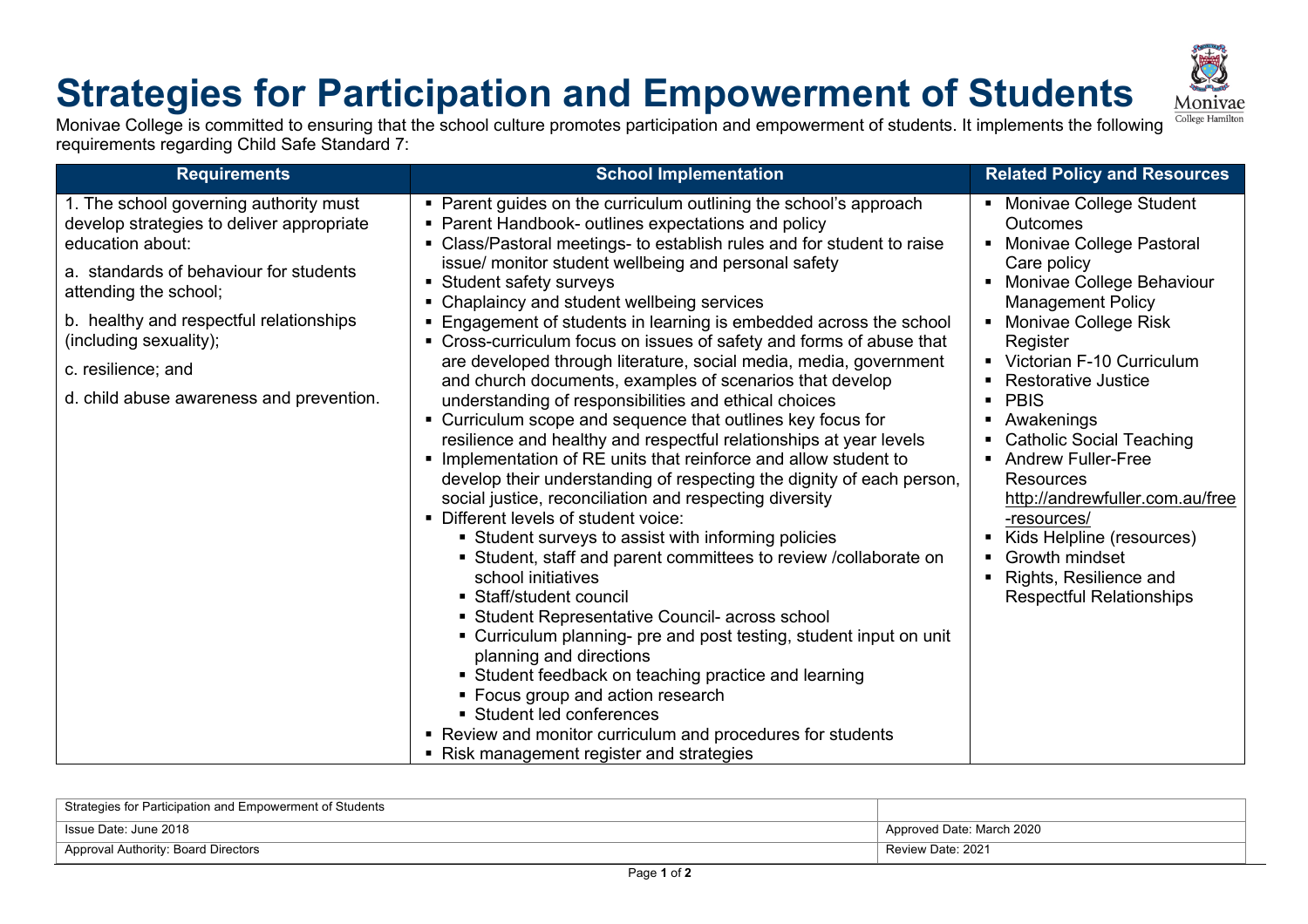# Strategies for Participation and Empowerment of Students

Monivae College is committed to ensuring that the school culture promotes participation and empowerment of students. It implements the following requirements regarding Child Safe Standard 7:

| Requirements | School Implementation | Related Policy and Resources |
|---|---|---|
| 1. The school governing authority must develop strategies to deliver appropriate education about:<br><br>a. standards of behaviour for students attending the school;<br><br>b. healthy and respectful relationships (including sexuality);<br><br>c. resilience; and<br><br>d. child abuse awareness and prevention. | ▪ Parent guides on the curriculum outlining the school's approach<br>▪ Parent Handbook- outlines expectations and policy<br>▪ Class/Pastoral meetings- to establish rules and for student to raise issue/ monitor student wellbeing and personal safety<br>▪ Student safety surveys<br>▪ Chaplaincy and student wellbeing services<br>▪ Engagement of students in learning is embedded across the school<br>▪ Cross-curriculum focus on issues of safety and forms of abuse that are developed through literature, social media, media, government and church documents, examples of scenarios that develop understanding of responsibilities and ethical choices<br>▪ Curriculum scope and sequence that outlines key focus for resilience and healthy and respectful relationships at year levels<br>▪ Implementation of RE units that reinforce and allow student to develop their understanding of respecting the dignity of each person, social justice, reconciliation and respecting diversity<br>▪ Different levels of student voice:<br>&nbsp;&nbsp;▪ Student surveys to assist with informing policies<br>&nbsp;&nbsp;▪ Student, staff and parent committees to review /collaborate on school initiatives<br>&nbsp;&nbsp;▪ Staff/student council<br>&nbsp;&nbsp;▪ Student Representative Council- across school<br>&nbsp;&nbsp;▪ Curriculum planning- pre and post testing, student input on unit planning and directions<br>&nbsp;&nbsp;▪ Student feedback on teaching practice and learning<br>&nbsp;&nbsp;▪ Focus group and action research<br>&nbsp;&nbsp;▪ Student led conferences<br>▪ Review and monitor curriculum and procedures for students<br>▪ Risk management register and strategies | ▪ Monivae College Student Outcomes<br>▪ Monivae College Pastoral Care policy<br>▪ Monivae College Behaviour Management Policy<br>▪ Monivae College Risk Register<br>▪ Victorian F-10 Curriculum<br>▪ Restorative Justice<br>▪ PBIS<br>▪ Awakenings<br>▪ Catholic Social Teaching<br>▪ Andrew Fuller-Free Resources http://andrewfuller.com.au/free-resources/<br>▪ Kids Helpline (resources)<br>▪ Growth mindset<br>▪ Rights, Resilience and Respectful Relationships |

| Strategies for Participation and Empowerment of Students | |
|---|---|
| Issue Date: June 2018 | Approved Date: March 2020 |
| Approval Authority: Board Directors | Review Date: 2021 |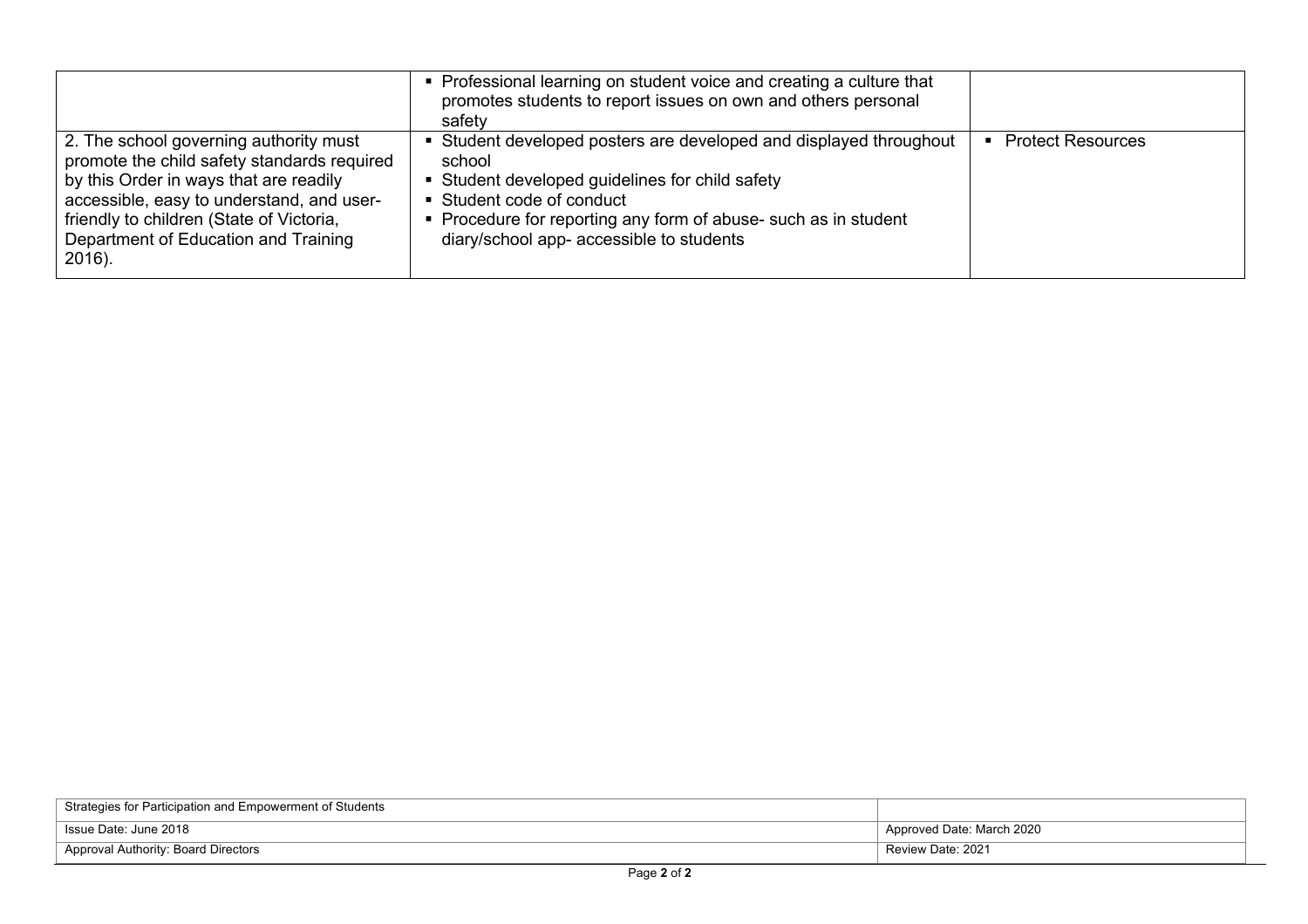| | | |
|---|---|---|
| | ▪ Professional learning on student voice and creating a culture that promotes students to report issues on own and others personal safety | |
| 2. The school governing authority must promote the child safety standards required by this Order in ways that are readily accessible, easy to understand, and user-friendly to children (State of Victoria, Department of Education and Training 2016). | ▪ Student developed posters are developed and displayed throughout school<br>▪ Student developed guidelines for child safety<br>▪ Student code of conduct<br>▪ Procedure for reporting any form of abuse- such as in student diary/school app- accessible to students | ▪ Protect Resources |

| | |
|---|---|
| Strategies for Participation and Empowerment of Students | |
| Issue Date: June 2018 | Approved Date: March 2020 |
| Approval Authority: Board Directors | Review Date: 2021 |